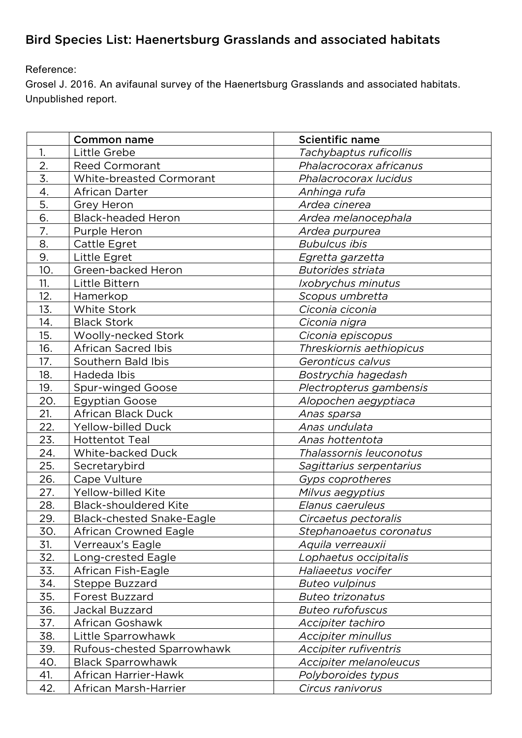# Bird Species List: Haenertsburg Grasslands and associated habitats

Reference:
Grosel J. 2016. An avifaunal survey of the Haenertsburg Grasslands and associated habitats. Unpublished report.

| | Common name | Scientific name |
|---|---|---|
| 1. | Little Grebe | *Tachybaptus ruficollis* |
| 2. | Reed Cormorant | *Phalacrocorax africanus* |
| 3. | White-breasted Cormorant | *Phalacrocorax lucidus* |
| 4. | African Darter | *Anhinga rufa* |
| 5. | Grey Heron | *Ardea cinerea* |
| 6. | Black-headed Heron | *Ardea melanocephala* |
| 7. | Purple Heron | *Ardea purpurea* |
| 8. | Cattle Egret | *Bubulcus ibis* |
| 9. | Little Egret | *Egretta garzetta* |
| 10. | Green-backed Heron | *Butorides striata* |
| 11. | Little Bittern | *Ixobrychus minutus* |
| 12. | Hamerkop | *Scopus umbretta* |
| 13. | White Stork | *Ciconia ciconia* |
| 14. | Black Stork | *Ciconia nigra* |
| 15. | Woolly-necked Stork | *Ciconia episcopus* |
| 16. | African Sacred Ibis | *Threskiornis aethiopicus* |
| 17. | Southern Bald Ibis | *Geronticus calvus* |
| 18. | Hadeda Ibis | *Bostrychia hagedash* |
| 19. | Spur-winged Goose | *Plectropterus gambensis* |
| 20. | Egyptian Goose | *Alopochen aegyptiaca* |
| 21. | African Black Duck | *Anas sparsa* |
| 22. | Yellow-billed Duck | *Anas undulata* |
| 23. | Hottentot Teal | *Anas hottentota* |
| 24. | White-backed Duck | *Thalassornis leuconotus* |
| 25. | Secretarybird | *Sagittarius serpentarius* |
| 26. | Cape Vulture | *Gyps coprotheres* |
| 27. | Yellow-billed Kite | *Milvus aegyptius* |
| 28. | Black-shouldered Kite | *Elanus caeruleus* |
| 29. | Black-chested Snake-Eagle | *Circaetus pectoralis* |
| 30. | African Crowned Eagle | *Stephanoaetus coronatus* |
| 31. | Verreaux's Eagle | *Aquila verreauxii* |
| 32. | Long-crested Eagle | *Lophaetus occipitalis* |
| 33. | African Fish-Eagle | *Haliaeetus vocifer* |
| 34. | Steppe Buzzard | *Buteo vulpinus* |
| 35. | Forest Buzzard | *Buteo trizonatus* |
| 36. | Jackal Buzzard | *Buteo rufofuscus* |
| 37. | African Goshawk | *Accipiter tachiro* |
| 38. | Little Sparrowhawk | *Accipiter minullus* |
| 39. | Rufous-chested Sparrowhawk | *Accipiter rufiventris* |
| 40. | Black Sparrowhawk | *Accipiter melanoleucus* |
| 41. | African Harrier-Hawk | *Polyboroides typus* |
| 42. | African Marsh-Harrier | *Circus ranivorus* |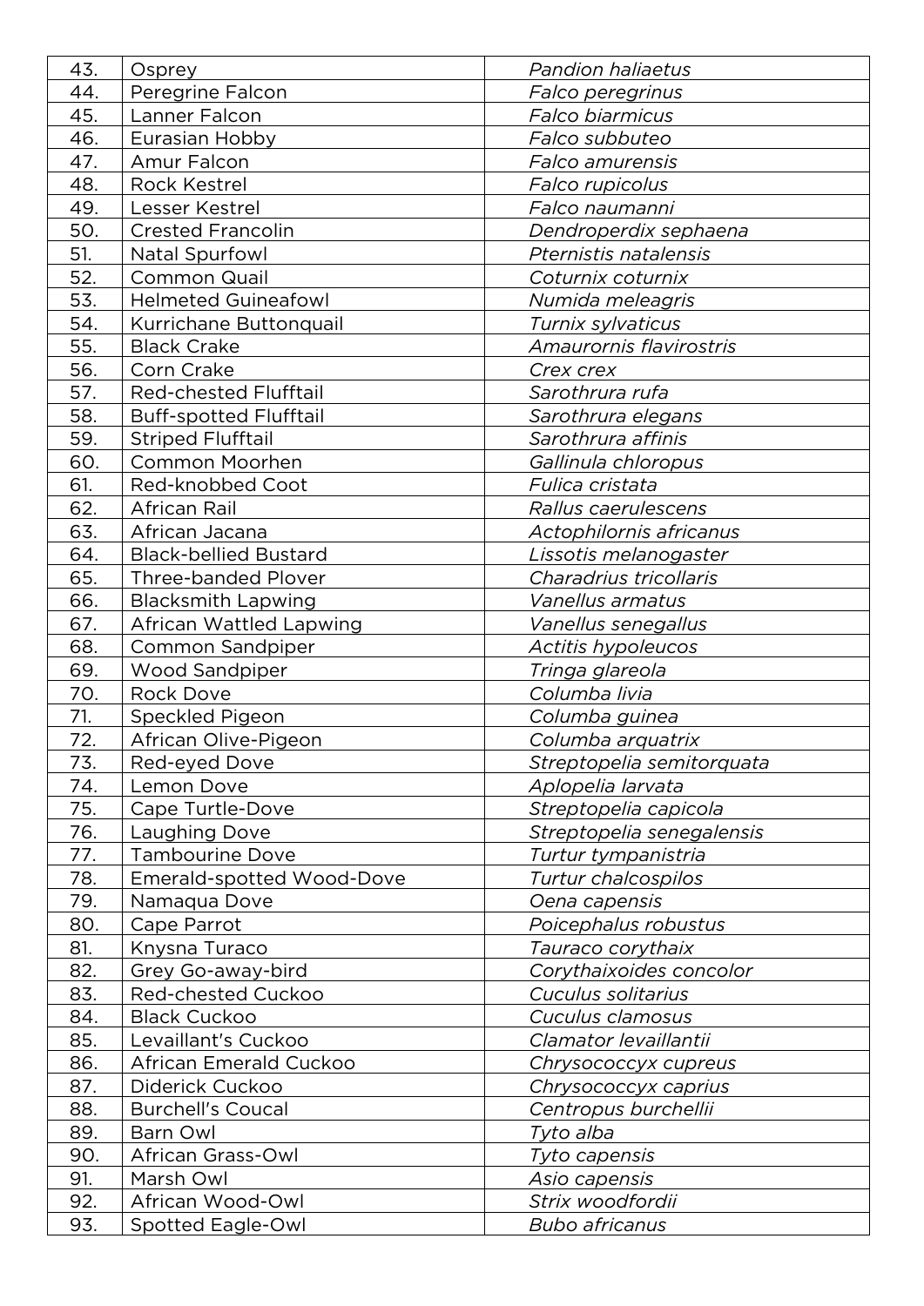| 43. | Osprey | *Pandion haliaetus* |
|---|---|---|
| 44. | Peregrine Falcon | *Falco peregrinus* |
| 45. | Lanner Falcon | *Falco biarmicus* |
| 46. | Eurasian Hobby | *Falco subbuteo* |
| 47. | Amur Falcon | *Falco amurensis* |
| 48. | Rock Kestrel | *Falco rupicolus* |
| 49. | Lesser Kestrel | *Falco naumanni* |
| 50. | Crested Francolin | *Dendroperdix sephaena* |
| 51. | Natal Spurfowl | *Pternistis natalensis* |
| 52. | Common Quail | *Coturnix coturnix* |
| 53. | Helmeted Guineafowl | *Numida meleagris* |
| 54. | Kurrichane Buttonquail | *Turnix sylvaticus* |
| 55. | Black Crake | *Amaurornis flavirostris* |
| 56. | Corn Crake | *Crex crex* |
| 57. | Red-chested Flufftail | *Sarothrura rufa* |
| 58. | Buff-spotted Flufftail | *Sarothrura elegans* |
| 59. | Striped Flufftail | *Sarothrura affinis* |
| 60. | Common Moorhen | *Gallinula chloropus* |
| 61. | Red-knobbed Coot | *Fulica cristata* |
| 62. | African Rail | *Rallus caerulescens* |
| 63. | African Jacana | *Actophilornis africanus* |
| 64. | Black-bellied Bustard | *Lissotis melanogaster* |
| 65. | Three-banded Plover | *Charadrius tricollaris* |
| 66. | Blacksmith Lapwing | *Vanellus armatus* |
| 67. | African Wattled Lapwing | *Vanellus senegallus* |
| 68. | Common Sandpiper | *Actitis hypoleucos* |
| 69. | Wood Sandpiper | *Tringa glareola* |
| 70. | Rock Dove | *Columba livia* |
| 71. | Speckled Pigeon | *Columba guinea* |
| 72. | African Olive-Pigeon | *Columba arquatrix* |
| 73. | Red-eyed Dove | *Streptopelia semitorquata* |
| 74. | Lemon Dove | *Aplopelia larvata* |
| 75. | Cape Turtle-Dove | *Streptopelia capicola* |
| 76. | Laughing Dove | *Streptopelia senegalensis* |
| 77. | Tambourine Dove | *Turtur tympanistria* |
| 78. | Emerald-spotted Wood-Dove | *Turtur chalcospilos* |
| 79. | Namaqua Dove | *Oena capensis* |
| 80. | Cape Parrot | *Poicephalus robustus* |
| 81. | Knysna Turaco | *Tauraco corythaix* |
| 82. | Grey Go-away-bird | *Corythaixoides concolor* |
| 83. | Red-chested Cuckoo | *Cuculus solitarius* |
| 84. | Black Cuckoo | *Cuculus clamosus* |
| 85. | Levaillant's Cuckoo | *Clamator levaillantii* |
| 86. | African Emerald Cuckoo | *Chrysococcyx cupreus* |
| 87. | Diderick Cuckoo | *Chrysococcyx caprius* |
| 88. | Burchell's Coucal | *Centropus burchellii* |
| 89. | Barn Owl | *Tyto alba* |
| 90. | African Grass-Owl | *Tyto capensis* |
| 91. | Marsh Owl | *Asio capensis* |
| 92. | African Wood-Owl | *Strix woodfordii* |
| 93. | Spotted Eagle-Owl | *Bubo africanus* |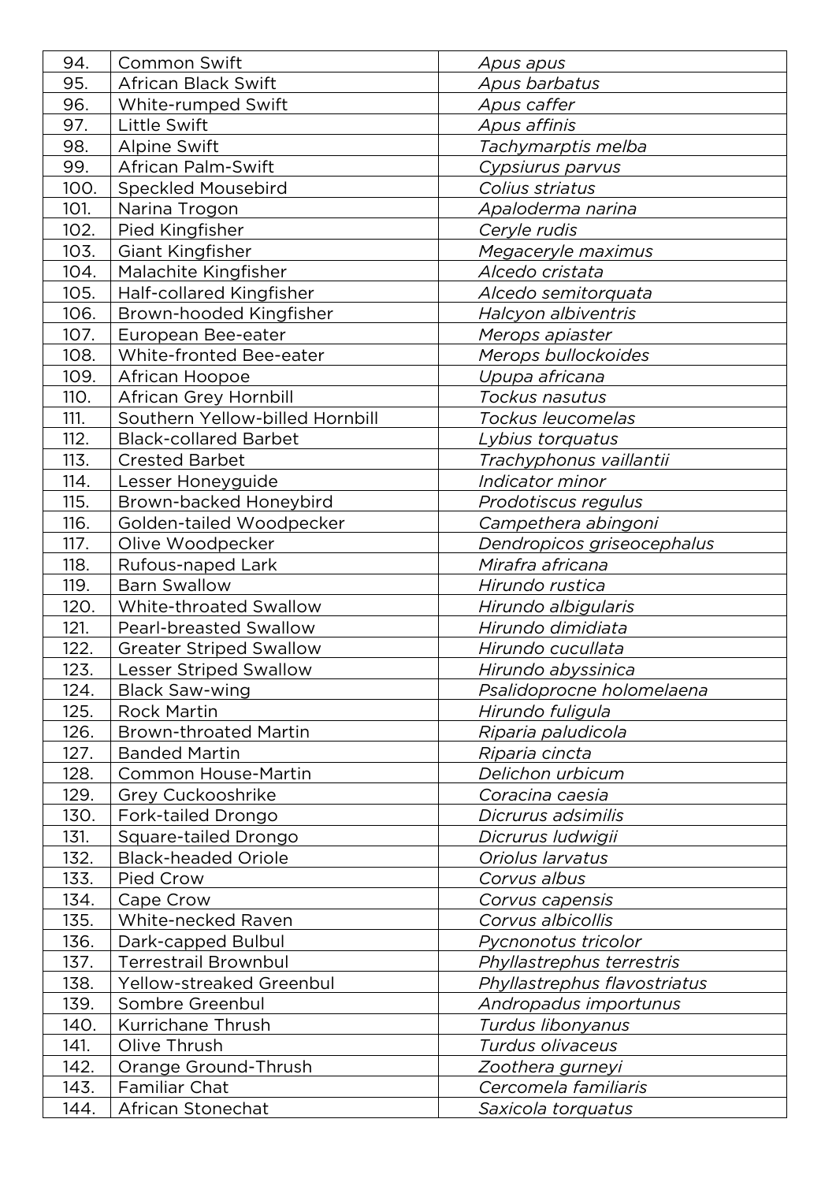| | | |
|---|---|---|
| 94. | Common Swift | *Apus apus* |
| 95. | African Black Swift | *Apus barbatus* |
| 96. | White-rumped Swift | *Apus caffer* |
| 97. | Little Swift | *Apus affinis* |
| 98. | Alpine Swift | *Tachymarptis melba* |
| 99. | African Palm-Swift | *Cypsiurus parvus* |
| 100. | Speckled Mousebird | *Colius striatus* |
| 101. | Narina Trogon | *Apaloderma narina* |
| 102. | Pied Kingfisher | *Ceryle rudis* |
| 103. | Giant Kingfisher | *Megaceryle maximus* |
| 104. | Malachite Kingfisher | *Alcedo cristata* |
| 105. | Half-collared Kingfisher | *Alcedo semitorquata* |
| 106. | Brown-hooded Kingfisher | *Halcyon albiventris* |
| 107. | European Bee-eater | *Merops apiaster* |
| 108. | White-fronted Bee-eater | *Merops bullockoides* |
| 109. | African Hoopoe | *Upupa africana* |
| 110. | African Grey Hornbill | *Tockus nasutus* |
| 111. | Southern Yellow-billed Hornbill | *Tockus leucomelas* |
| 112. | Black-collared Barbet | *Lybius torquatus* |
| 113. | Crested Barbet | *Trachyphonus vaillantii* |
| 114. | Lesser Honeyguide | *Indicator minor* |
| 115. | Brown-backed Honeybird | *Prodotiscus regulus* |
| 116. | Golden-tailed Woodpecker | *Campethera abingoni* |
| 117. | Olive Woodpecker | *Dendropicos griseocephalus* |
| 118. | Rufous-naped Lark | *Mirafra africana* |
| 119. | Barn Swallow | *Hirundo rustica* |
| 120. | White-throated Swallow | *Hirundo albigularis* |
| 121. | Pearl-breasted Swallow | *Hirundo dimidiata* |
| 122. | Greater Striped Swallow | *Hirundo cucullata* |
| 123. | Lesser Striped Swallow | *Hirundo abyssinica* |
| 124. | Black Saw-wing | *Psalidoprocne holomelaena* |
| 125. | Rock Martin | *Hirundo fuligula* |
| 126. | Brown-throated Martin | *Riparia paludicola* |
| 127. | Banded Martin | *Riparia cincta* |
| 128. | Common House-Martin | *Delichon urbicum* |
| 129. | Grey Cuckooshrike | *Coracina caesia* |
| 130. | Fork-tailed Drongo | *Dicrurus adsimilis* |
| 131. | Square-tailed Drongo | *Dicrurus ludwigii* |
| 132. | Black-headed Oriole | *Oriolus larvatus* |
| 133. | Pied Crow | *Corvus albus* |
| 134. | Cape Crow | *Corvus capensis* |
| 135. | White-necked Raven | *Corvus albicollis* |
| 136. | Dark-capped Bulbul | *Pycnonotus tricolor* |
| 137. | Terrestrail Brownbul | *Phyllastrephus terrestris* |
| 138. | Yellow-streaked Greenbul | *Phyllastrephus flavostriatus* |
| 139. | Sombre Greenbul | *Andropadus importunus* |
| 140. | Kurrichane Thrush | *Turdus libonyanus* |
| 141. | Olive Thrush | *Turdus olivaceus* |
| 142. | Orange Ground-Thrush | *Zoothera gurneyi* |
| 143. | Familiar Chat | *Cercomela familiaris* |
| 144. | African Stonechat | *Saxicola torquatus* |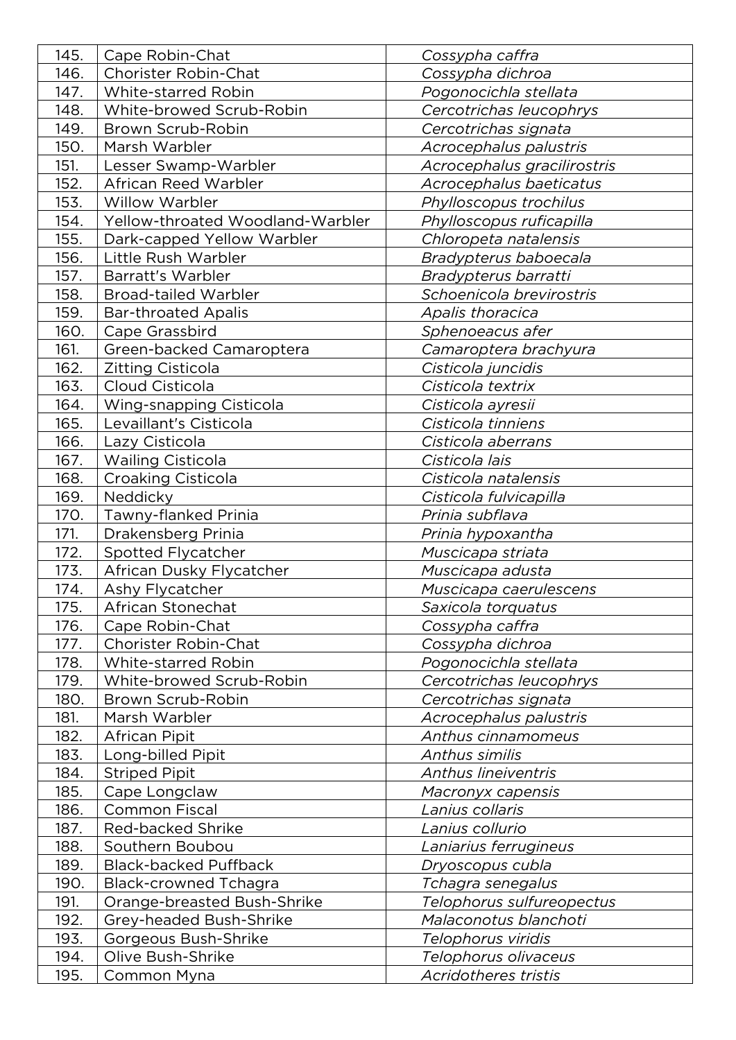| | | |
|---|---|---|
| 145. | Cape Robin-Chat | *Cossypha caffra* |
| 146. | Chorister Robin-Chat | *Cossypha dichroa* |
| 147. | White-starred Robin | *Pogonocichla stellata* |
| 148. | White-browed Scrub-Robin | *Cercotrichas leucophrys* |
| 149. | Brown Scrub-Robin | *Cercotrichas signata* |
| 150. | Marsh Warbler | *Acrocephalus palustris* |
| 151. | Lesser Swamp-Warbler | *Acrocephalus gracilirostris* |
| 152. | African Reed Warbler | *Acrocephalus baeticatus* |
| 153. | Willow Warbler | *Phylloscopus trochilus* |
| 154. | Yellow-throated Woodland-Warbler | *Phylloscopus ruficapilla* |
| 155. | Dark-capped Yellow Warbler | *Chloropeta natalensis* |
| 156. | Little Rush Warbler | *Bradypterus baboecala* |
| 157. | Barratt's Warbler | *Bradypterus barratti* |
| 158. | Broad-tailed Warbler | *Schoenicola brevirostris* |
| 159. | Bar-throated Apalis | *Apalis thoracica* |
| 160. | Cape Grassbird | *Sphenoeacus afer* |
| 161. | Green-backed Camaroptera | *Camaroptera brachyura* |
| 162. | Zitting Cisticola | *Cisticola juncidis* |
| 163. | Cloud Cisticola | *Cisticola textrix* |
| 164. | Wing-snapping Cisticola | *Cisticola ayresii* |
| 165. | Levaillant's Cisticola | *Cisticola tinniens* |
| 166. | Lazy Cisticola | *Cisticola aberrans* |
| 167. | Wailing Cisticola | *Cisticola lais* |
| 168. | Croaking Cisticola | *Cisticola natalensis* |
| 169. | Neddicky | *Cisticola fulvicapilla* |
| 170. | Tawny-flanked Prinia | *Prinia subflava* |
| 171. | Drakensberg Prinia | *Prinia hypoxantha* |
| 172. | Spotted Flycatcher | *Muscicapa striata* |
| 173. | African Dusky Flycatcher | *Muscicapa adusta* |
| 174. | Ashy Flycatcher | *Muscicapa caerulescens* |
| 175. | African Stonechat | *Saxicola torquatus* |
| 176. | Cape Robin-Chat | *Cossypha caffra* |
| 177. | Chorister Robin-Chat | *Cossypha dichroa* |
| 178. | White-starred Robin | *Pogonocichla stellata* |
| 179. | White-browed Scrub-Robin | *Cercotrichas leucophrys* |
| 180. | Brown Scrub-Robin | *Cercotrichas signata* |
| 181. | Marsh Warbler | *Acrocephalus palustris* |
| 182. | African Pipit | *Anthus cinnamomeus* |
| 183. | Long-billed Pipit | *Anthus similis* |
| 184. | Striped Pipit | *Anthus lineiventris* |
| 185. | Cape Longclaw | *Macronyx capensis* |
| 186. | Common Fiscal | *Lanius collaris* |
| 187. | Red-backed Shrike | *Lanius collurio* |
| 188. | Southern Boubou | *Laniarius ferrugineus* |
| 189. | Black-backed Puffback | *Dryoscopus cubla* |
| 190. | Black-crowned Tchagra | *Tchagra senegalus* |
| 191. | Orange-breasted Bush-Shrike | *Telophorus sulfureopectus* |
| 192. | Grey-headed Bush-Shrike | *Malaconotus blanchoti* |
| 193. | Gorgeous Bush-Shrike | *Telophorus viridis* |
| 194. | Olive Bush-Shrike | *Telophorus olivaceus* |
| 195. | Common Myna | *Acridotheres tristis* |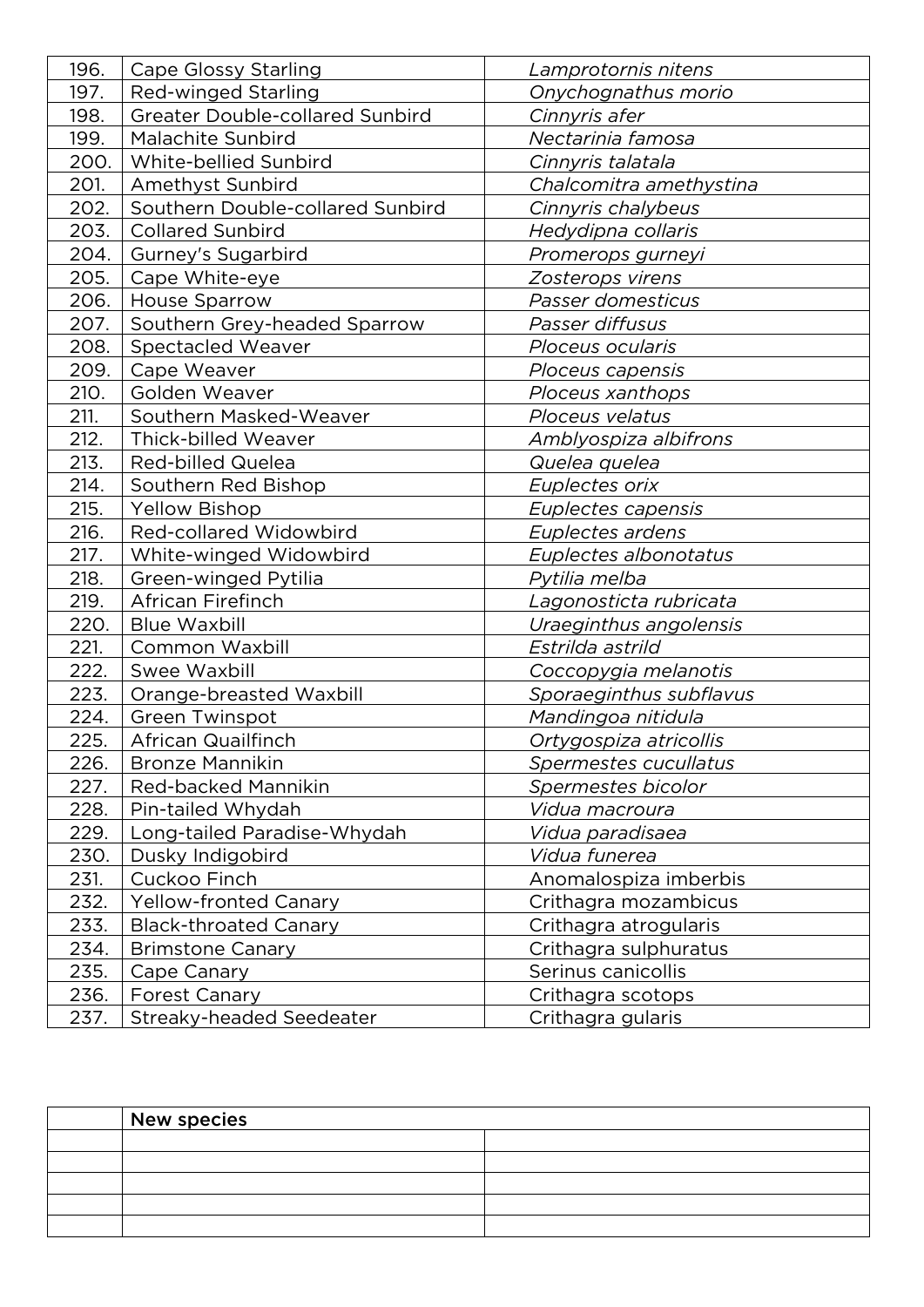| | | |
|---|---|---|
| 196. | Cape Glossy Starling | *Lamprotornis nitens* |
| 197. | Red-winged Starling | *Onychognathus morio* |
| 198. | Greater Double-collared Sunbird | *Cinnyris afer* |
| 199. | Malachite Sunbird | *Nectarinia famosa* |
| 200. | White-bellied Sunbird | *Cinnyris talatala* |
| 201. | Amethyst Sunbird | *Chalcomitra amethystina* |
| 202. | Southern Double-collared Sunbird | *Cinnyris chalybeus* |
| 203. | Collared Sunbird | *Hedydipna collaris* |
| 204. | Gurney's Sugarbird | *Promerops gurneyi* |
| 205. | Cape White-eye | *Zosterops virens* |
| 206. | House Sparrow | *Passer domesticus* |
| 207. | Southern Grey-headed Sparrow | *Passer diffusus* |
| 208. | Spectacled Weaver | *Ploceus ocularis* |
| 209. | Cape Weaver | *Ploceus capensis* |
| 210. | Golden Weaver | *Ploceus xanthops* |
| 211. | Southern Masked-Weaver | *Ploceus velatus* |
| 212. | Thick-billed Weaver | *Amblyospiza albifrons* |
| 213. | Red-billed Quelea | *Quelea quelea* |
| 214. | Southern Red Bishop | *Euplectes orix* |
| 215. | Yellow Bishop | *Euplectes capensis* |
| 216. | Red-collared Widowbird | *Euplectes ardens* |
| 217. | White-winged Widowbird | *Euplectes albonotatus* |
| 218. | Green-winged Pytilia | *Pytilia melba* |
| 219. | African Firefinch | *Lagonosticta rubricata* |
| 220. | Blue Waxbill | *Uraeginthus angolensis* |
| 221. | Common Waxbill | *Estrilda astrild* |
| 222. | Swee Waxbill | *Coccopygia melanotis* |
| 223. | Orange-breasted Waxbill | *Sporaeginthus subflavus* |
| 224. | Green Twinspot | *Mandingoa nitidula* |
| 225. | African Quailfinch | *Ortygospiza atricollis* |
| 226. | Bronze Mannikin | *Spermestes cucullatus* |
| 227. | Red-backed Mannikin | *Spermestes bicolor* |
| 228. | Pin-tailed Whydah | *Vidua macroura* |
| 229. | Long-tailed Paradise-Whydah | *Vidua paradisaea* |
| 230. | Dusky Indigobird | *Vidua funerea* |
| 231. | Cuckoo Finch | Anomalospiza imberbis |
| 232. | Yellow-fronted Canary | Crithagra mozambicus |
| 233. | Black-throated Canary | Crithagra atrogularis |
| 234. | Brimstone Canary | Crithagra sulphuratus |
| 235. | Cape Canary | Serinus canicollis |
| 236. | Forest Canary | Crithagra scotops |
| 237. | Streaky-headed Seedeater | Crithagra gularis |

| | **New species** | |
|---|---|---|
| | | |
| | | |
| | | |
| | | |
| | | |